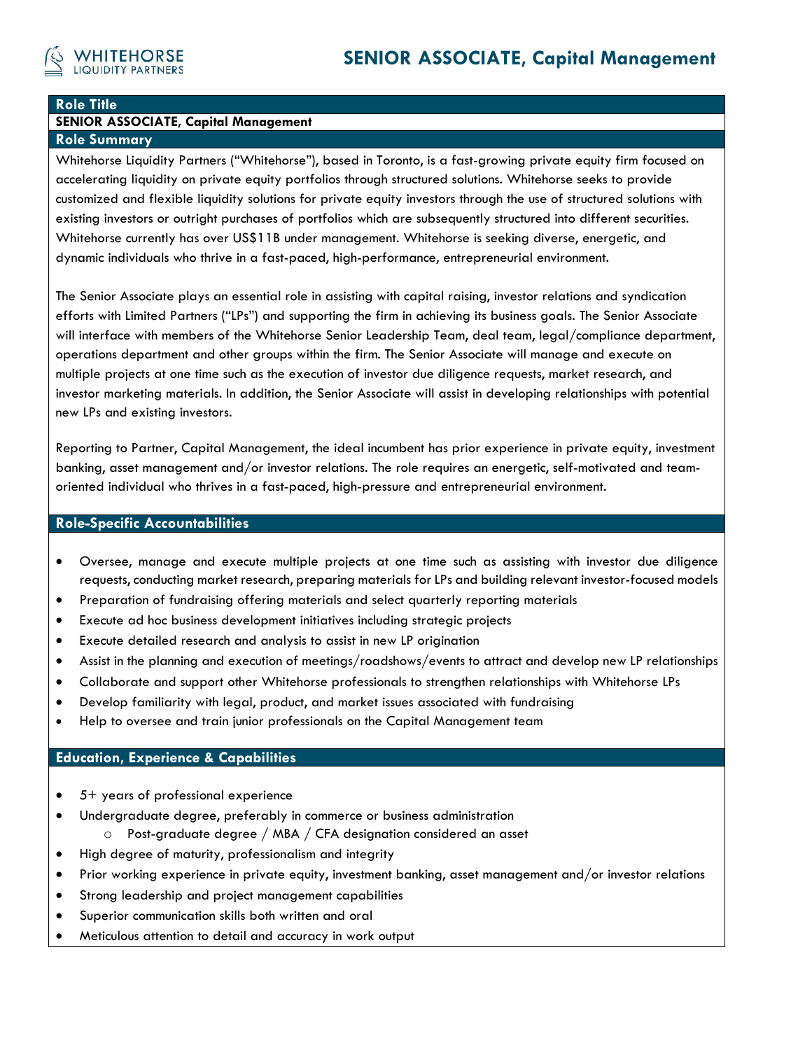# SENIOR ASSOCIATE, Capital Management

## Role Title

**SENIOR ASSOCIATE, Capital Management**

## Role Summary

Whitehorse Liquidity Partners ("Whitehorse"), based in Toronto, is a fast-growing private equity firm focused on accelerating liquidity on private equity portfolios through structured solutions. Whitehorse seeks to provide customized and flexible liquidity solutions for private equity investors through the use of structured solutions with existing investors or outright purchases of portfolios which are subsequently structured into different securities. Whitehorse currently has over US$11B under management. Whitehorse is seeking diverse, energetic, and dynamic individuals who thrive in a fast-paced, high-performance, entrepreneurial environment.

The Senior Associate plays an essential role in assisting with capital raising, investor relations and syndication efforts with Limited Partners ("LPs") and supporting the firm in achieving its business goals. The Senior Associate will interface with members of the Whitehorse Senior Leadership Team, deal team, legal/compliance department, operations department and other groups within the firm. The Senior Associate will manage and execute on multiple projects at one time such as the execution of investor due diligence requests, market research, and investor marketing materials. In addition, the Senior Associate will assist in developing relationships with potential new LPs and existing investors.

Reporting to Partner, Capital Management, the ideal incumbent has prior experience in private equity, investment banking, asset management and/or investor relations. The role requires an energetic, self-motivated and team-oriented individual who thrives in a fast-paced, high-pressure and entrepreneurial environment.

## Role-Specific Accountabilities

- Oversee, manage and execute multiple projects at one time such as assisting with investor due diligence requests, conducting market research, preparing materials for LPs and building relevant investor-focused models
- Preparation of fundraising offering materials and select quarterly reporting materials
- Execute ad hoc business development initiatives including strategic projects
- Execute detailed research and analysis to assist in new LP origination
- Assist in the planning and execution of meetings/roadshows/events to attract and develop new LP relationships
- Collaborate and support other Whitehorse professionals to strengthen relationships with Whitehorse LPs
- Develop familiarity with legal, product, and market issues associated with fundraising
- Help to oversee and train junior professionals on the Capital Management team

## Education, Experience & Capabilities

- 5+ years of professional experience
- Undergraduate degree, preferably in commerce or business administration
  - Post-graduate degree / MBA / CFA designation considered an asset
- High degree of maturity, professionalism and integrity
- Prior working experience in private equity, investment banking, asset management and/or investor relations
- Strong leadership and project management capabilities
- Superior communication skills both written and oral
- Meticulous attention to detail and accuracy in work output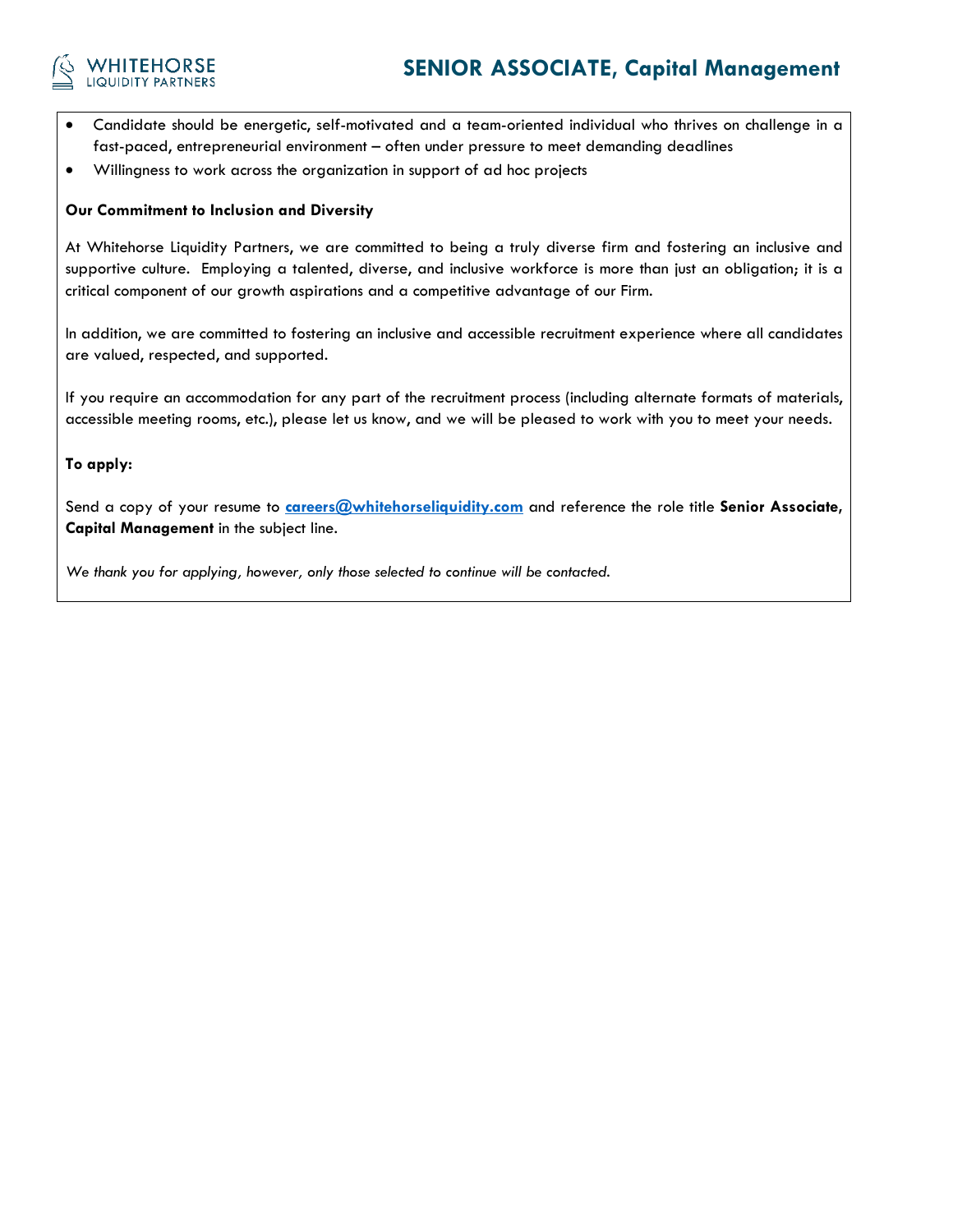- Candidate should be energetic, self-motivated and a team-oriented individual who thrives on challenge in a fast-paced, entrepreneurial environment – often under pressure to meet demanding deadlines
- Willingness to work across the organization in support of ad hoc projects

**Our Commitment to Inclusion and Diversity**

At Whitehorse Liquidity Partners, we are committed to being a truly diverse firm and fostering an inclusive and supportive culture. Employing a talented, diverse, and inclusive workforce is more than just an obligation; it is a critical component of our growth aspirations and a competitive advantage of our Firm.

In addition, we are committed to fostering an inclusive and accessible recruitment experience where all candidates are valued, respected, and supported.

If you require an accommodation for any part of the recruitment process (including alternate formats of materials, accessible meeting rooms, etc.), please let us know, and we will be pleased to work with you to meet your needs.

**To apply:**

Send a copy of your resume to **careers@whitehorseliquidity.com** and reference the role title **Senior Associate**, **Capital Management** in the subject line.

*We thank you for applying, however, only those selected to continue will be contacted.*